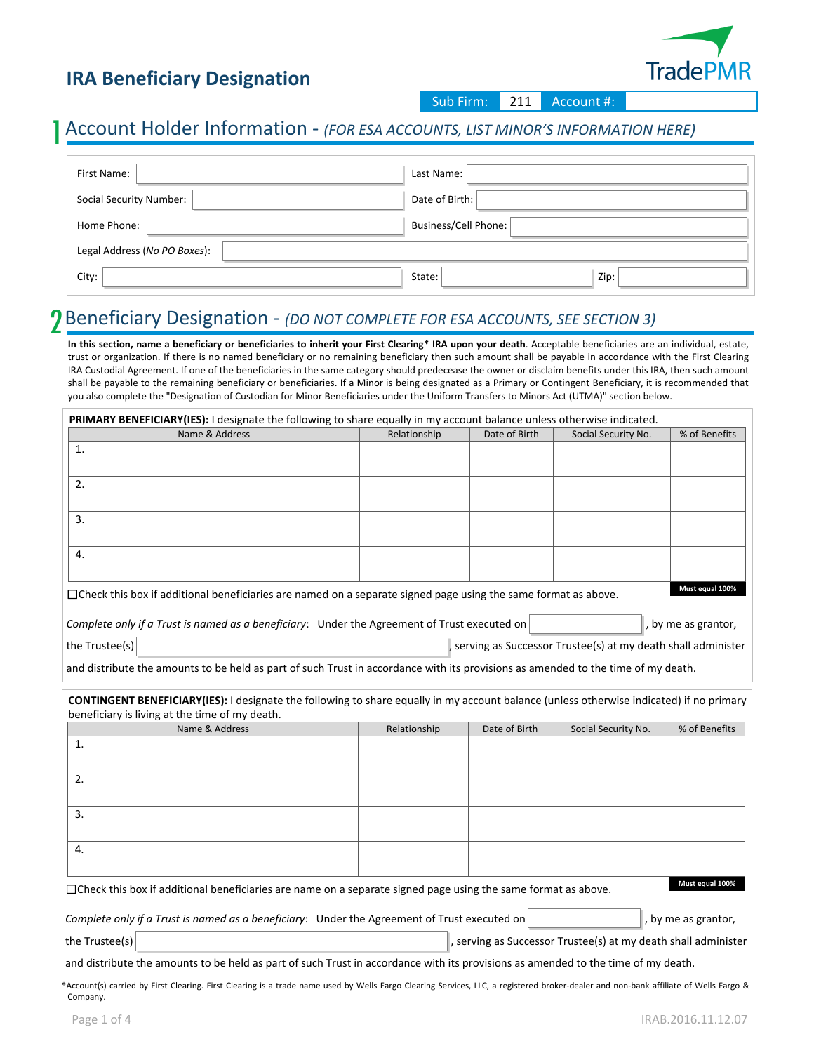# IRA Beneficiary Designation

TradePMR

| Sub Firm: | 211 | Account #: | |
|---|---|---|---|

## 1 Account Holder Information - *(FOR ESA ACCOUNTS, LIST MINOR'S INFORMATION HERE)*

| | | | |
|---|---|---|---|
| First Name: | | Last Name: | |
| Social Security Number: | | Date of Birth: | |
| Home Phone: | | Business/Cell Phone: | |
| Legal Address (*No PO Boxes*): | | | |
| City: | | State: | Zip: |

## 2 Beneficiary Designation - *(DO NOT COMPLETE FOR ESA ACCOUNTS, SEE SECTION 3)*

**In this section, name a beneficiary or beneficiaries to inherit your First Clearing* IRA upon your death**. Acceptable beneficiaries are an individual, estate, trust or organization. If there is no named beneficiary or no remaining beneficiary then such amount shall be payable in accordance with the First Clearing IRA Custodial Agreement. If one of the beneficiaries in the same category should predecease the owner or disclaim benefits under this IRA, then such amount shall be payable to the remaining beneficiary or beneficiaries. If a Minor is being designated as a Primary or Contingent Beneficiary, it is recommended that you also complete the "Designation of Custodian for Minor Beneficiaries under the Uniform Transfers to Minors Act (UTMA)" section below.

**PRIMARY BENEFICIARY(IES):** I designate the following to share equally in my account balance unless otherwise indicated.

| Name & Address | Relationship | Date of Birth | Social Security No. | % of Benefits |
|---|---|---|---|---|
| 1. | | | | |
| 2. | | | | |
| 3. | | | | |
| 4. | | | | |
| | | | | Must equal 100% |

☐Check this box if additional beneficiaries are named on a separate signed page using the same format as above.

*Complete only if a Trust is named as a beneficiary*: Under the Agreement of Trust executed on __________, by me as grantor, the Trustee(s) __________, serving as Successor Trustee(s) at my death shall administer and distribute the amounts to be held as part of such Trust in accordance with its provisions as amended to the time of my death.

**CONTINGENT BENEFICIARY(IES):** I designate the following to share equally in my account balance (unless otherwise indicated) if no primary beneficiary is living at the time of my death.

| Name & Address | Relationship | Date of Birth | Social Security No. | % of Benefits |
|---|---|---|---|---|
| 1. | | | | |
| 2. | | | | |
| 3. | | | | |
| 4. | | | | |
| | | | | Must equal 100% |

☐Check this box if additional beneficiaries are name on a separate signed page using the same format as above.

*Complete only if a Trust is named as a beneficiary*: Under the Agreement of Trust executed on __________, by me as grantor, the Trustee(s) __________, serving as Successor Trustee(s) at my death shall administer and distribute the amounts to be held as part of such Trust in accordance with its provisions as amended to the time of my death.

*Account(s) carried by First Clearing. First Clearing is a trade name used by Wells Fargo Clearing Services, LLC, a registered broker-dealer and non-bank affiliate of Wells Fargo & Company.

IRAB.2016.11.12.07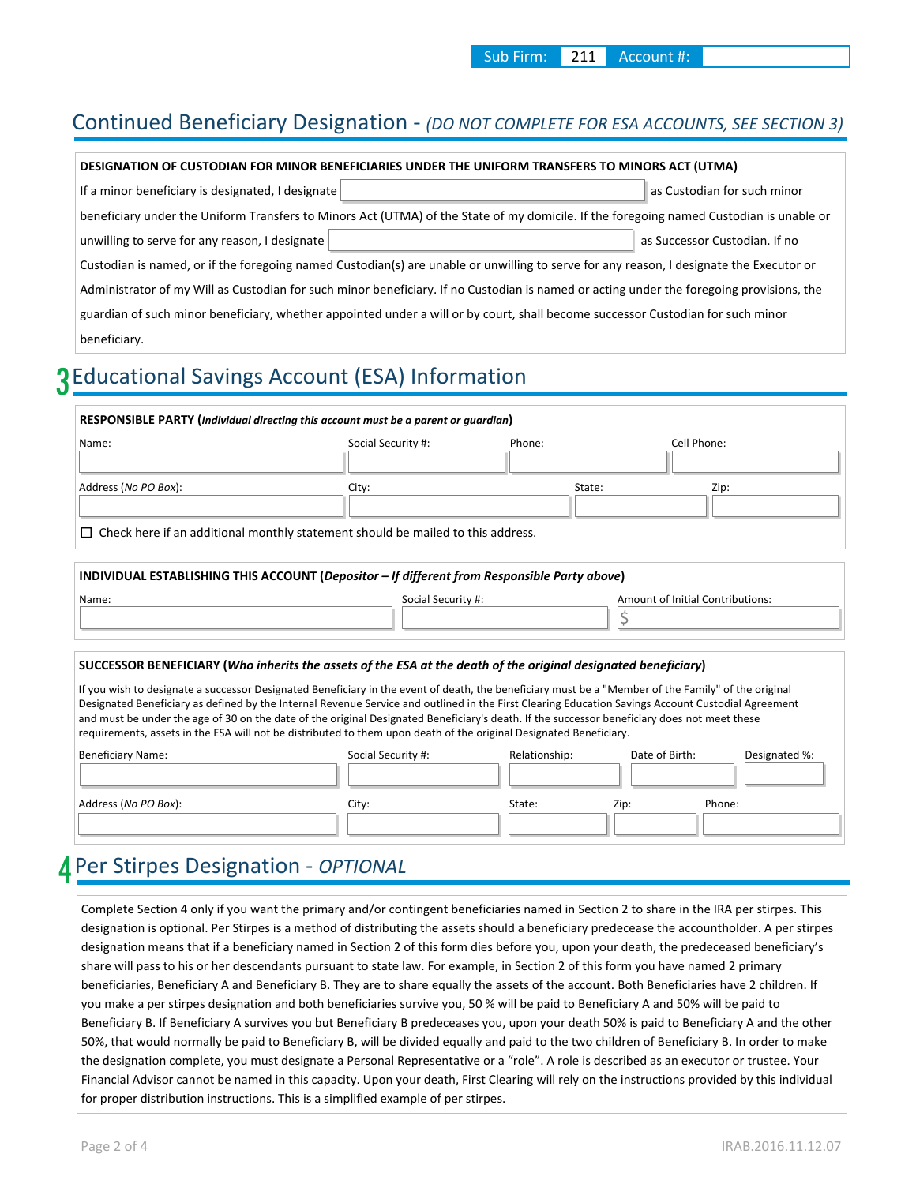| Sub Firm: | 211 | Account #: | |
|---|---|---|---|

## Continued Beneficiary Designation - *(DO NOT COMPLETE FOR ESA ACCOUNTS, SEE SECTION 3)*

**DESIGNATION OF CUSTODIAN FOR MINOR BENEFICIARIES UNDER THE UNIFORM TRANSFERS TO MINORS ACT (UTMA)**

If a minor beneficiary is designated, I designate ____________________ as Custodian for such minor beneficiary under the Uniform Transfers to Minors Act (UTMA) of the State of my domicile. If the foregoing named Custodian is unable or unwilling to serve for any reason, I designate ____________________ as Successor Custodian. If no Custodian is named, or if the foregoing named Custodian(s) are unable or unwilling to serve for any reason, I designate the Executor or Administrator of my Will as Custodian for such minor beneficiary. If no Custodian is named or acting under the foregoing provisions, the guardian of such minor beneficiary, whether appointed under a will or by court, shall become successor Custodian for such minor beneficiary.

## 3 Educational Savings Account (ESA) Information

**RESPONSIBLE PARTY (*Individual directing this account must be a parent or guardian*)**

| Name: | Social Security #: | Phone: | Cell Phone: |
|---|---|---|---|
| | | | |

| Address (*No PO Box*): | City: | State: | Zip: |
|---|---|---|---|
| | | | |

☐ Check here if an additional monthly statement should be mailed to this address.

**INDIVIDUAL ESTABLISHING THIS ACCOUNT (Depositor – *If different from Responsible Party above*)**

| Name: | Social Security #: | Amount of Initial Contributions: |
|---|---|---|
| | | $ |

**SUCCESSOR BENEFICIARY (*Who inherits the assets of the ESA at the death of the original designated beneficiary*)**

If you wish to designate a successor Designated Beneficiary in the event of death, the beneficiary must be a "Member of the Family" of the original Designated Beneficiary as defined by the Internal Revenue Service and outlined in the First Clearing Education Savings Account Custodial Agreement and must be under the age of 30 on the date of the original Designated Beneficiary's death. If the successor beneficiary does not meet these requirements, assets in the ESA will not be distributed to them upon death of the original Designated Beneficiary.

| Beneficiary Name: | Social Security #: | Relationship: | Date of Birth: | Designated %: |
|---|---|---|---|---|
| | | | | |

| Address (*No PO Box*): | City: | State: | Zip: | Phone: |
|---|---|---|---|---|
| | | | | |

## 4 Per Stirpes Designation - *OPTIONAL*

Complete Section 4 only if you want the primary and/or contingent beneficiaries named in Section 2 to share in the IRA per stirpes. This designation is optional. Per Stirpes is a method of distributing the assets should a beneficiary predecease the accountholder. A per stirpes designation means that if a beneficiary named in Section 2 of this form dies before you, upon your death, the predeceased beneficiary's share will pass to his or her descendants pursuant to state law. For example, in Section 2 of this form you have named 2 primary beneficiaries, Beneficiary A and Beneficiary B. They are to share equally the assets of the account. Both Beneficiaries have 2 children. If you make a per stirpes designation and both beneficiaries survive you, 50 % will be paid to Beneficiary A and 50% will be paid to Beneficiary B. If Beneficiary A survives you but Beneficiary B predeceases you, upon your death 50% is paid to Beneficiary A and the other 50%, that would normally be paid to Beneficiary B, will be divided equally and paid to the two children of Beneficiary B. In order to make the designation complete, you must designate a Personal Representative or a "role". A role is described as an executor or trustee. Your Financial Advisor cannot be named in this capacity. Upon your death, First Clearing will rely on the instructions provided by this individual for proper distribution instructions. This is a simplified example of per stirpes.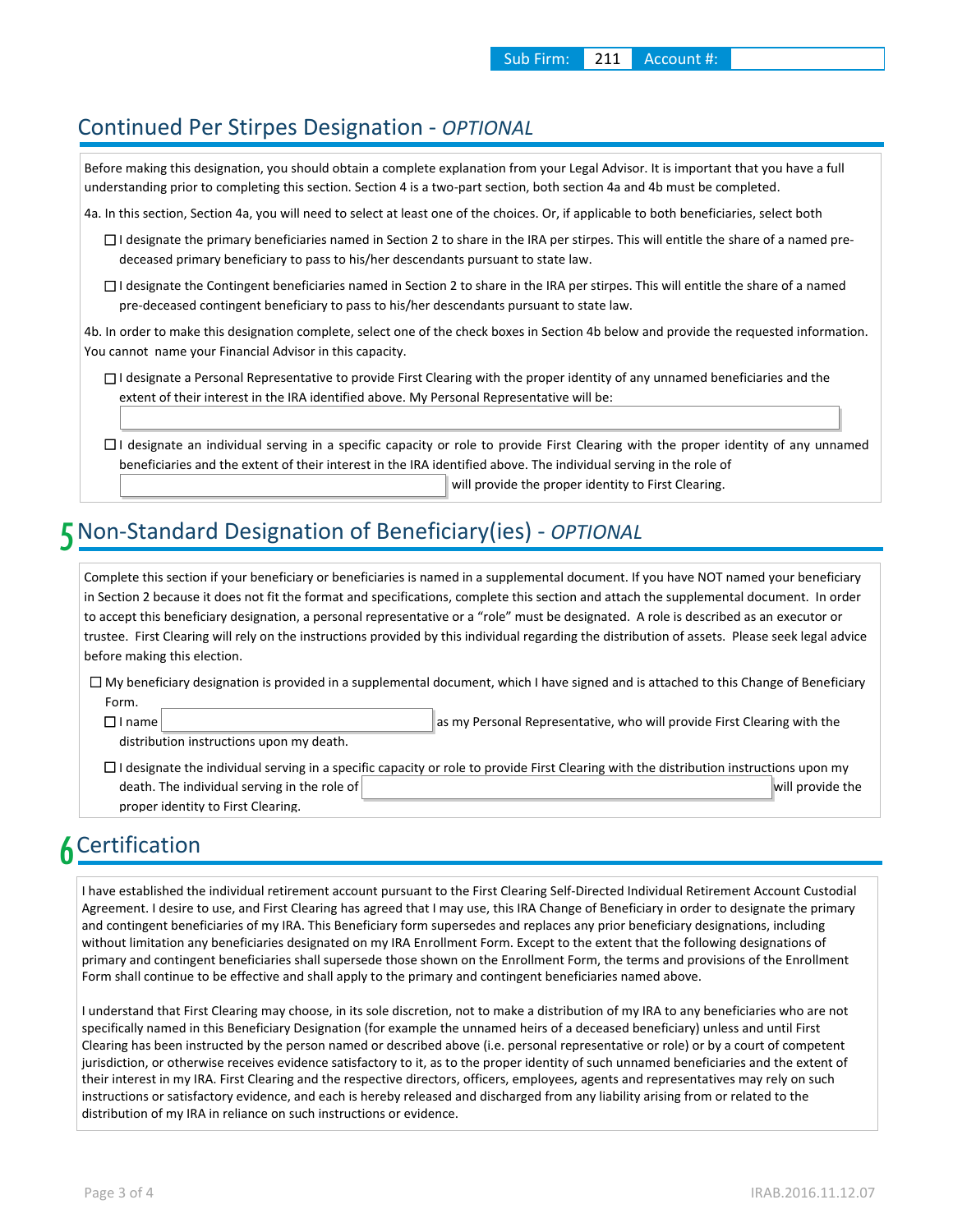| Sub Firm: | 211 | Account #: | |
|---|---|---|---|

## Continued Per Stirpes Designation - *OPTIONAL*

Before making this designation, you should obtain a complete explanation from your Legal Advisor. It is important that you have a full understanding prior to completing this section. Section 4 is a two-part section, both section 4a and 4b must be completed.

4a. In this section, Section 4a, you will need to select at least one of the choices. Or, if applicable to both beneficiaries, select both

☐ I designate the primary beneficiaries named in Section 2 to share in the IRA per stirpes. This will entitle the share of a named pre-deceased primary beneficiary to pass to his/her descendants pursuant to state law.

☐ I designate the Contingent beneficiaries named in Section 2 to share in the IRA per stirpes. This will entitle the share of a named pre-deceased contingent beneficiary to pass to his/her descendants pursuant to state law.

4b. In order to make this designation complete, select one of the check boxes in Section 4b below and provide the requested information. You cannot name your Financial Advisor in this capacity.

☐ I designate a Personal Representative to provide First Clearing with the proper identity of any unnamed beneficiaries and the extent of their interest in the IRA identified above. My Personal Representative will be:

______________________________

☐ I designate an individual serving in a specific capacity or role to provide First Clearing with the proper identity of any unnamed beneficiaries and the extent of their interest in the IRA identified above. The individual serving in the role of ______________________________ will provide the proper identity to First Clearing.

## 5 Non-Standard Designation of Beneficiary(ies) - *OPTIONAL*

Complete this section if your beneficiary or beneficiaries is named in a supplemental document. If you have NOT named your beneficiary in Section 2 because it does not fit the format and specifications, complete this section and attach the supplemental document. In order to accept this beneficiary designation, a personal representative or a "role" must be designated. A role is described as an executor or trustee. First Clearing will rely on the instructions provided by this individual regarding the distribution of assets. Please seek legal advice before making this election.

☐ My beneficiary designation is provided in a supplemental document, which I have signed and is attached to this Change of Beneficiary Form.

☐ I name ______________________________ as my Personal Representative, who will provide First Clearing with the distribution instructions upon my death.

☐ I designate the individual serving in a specific capacity or role to provide First Clearing with the distribution instructions upon my death. The individual serving in the role of ______________________________ will provide the proper identity to First Clearing.

## 6 Certification

I have established the individual retirement account pursuant to the First Clearing Self-Directed Individual Retirement Account Custodial Agreement. I desire to use, and First Clearing has agreed that I may use, this IRA Change of Beneficiary in order to designate the primary and contingent beneficiaries of my IRA. This Beneficiary form supersedes and replaces any prior beneficiary designations, including without limitation any beneficiaries designated on my IRA Enrollment Form. Except to the extent that the following designations of primary and contingent beneficiaries shall supersede those shown on the Enrollment Form, the terms and provisions of the Enrollment Form shall continue to be effective and shall apply to the primary and contingent beneficiaries named above.

I understand that First Clearing may choose, in its sole discretion, not to make a distribution of my IRA to any beneficiaries who are not specifically named in this Beneficiary Designation (for example the unnamed heirs of a deceased beneficiary) unless and until First Clearing has been instructed by the person named or described above (i.e. personal representative or role) or by a court of competent jurisdiction, or otherwise receives evidence satisfactory to it, as to the proper identity of such unnamed beneficiaries and the extent of their interest in my IRA. First Clearing and the respective directors, officers, employees, agents and representatives may rely on such instructions or satisfactory evidence, and each is hereby released and discharged from any liability arising from or related to the distribution of my IRA in reliance on such instructions or evidence.

IRAB.2016.11.12.07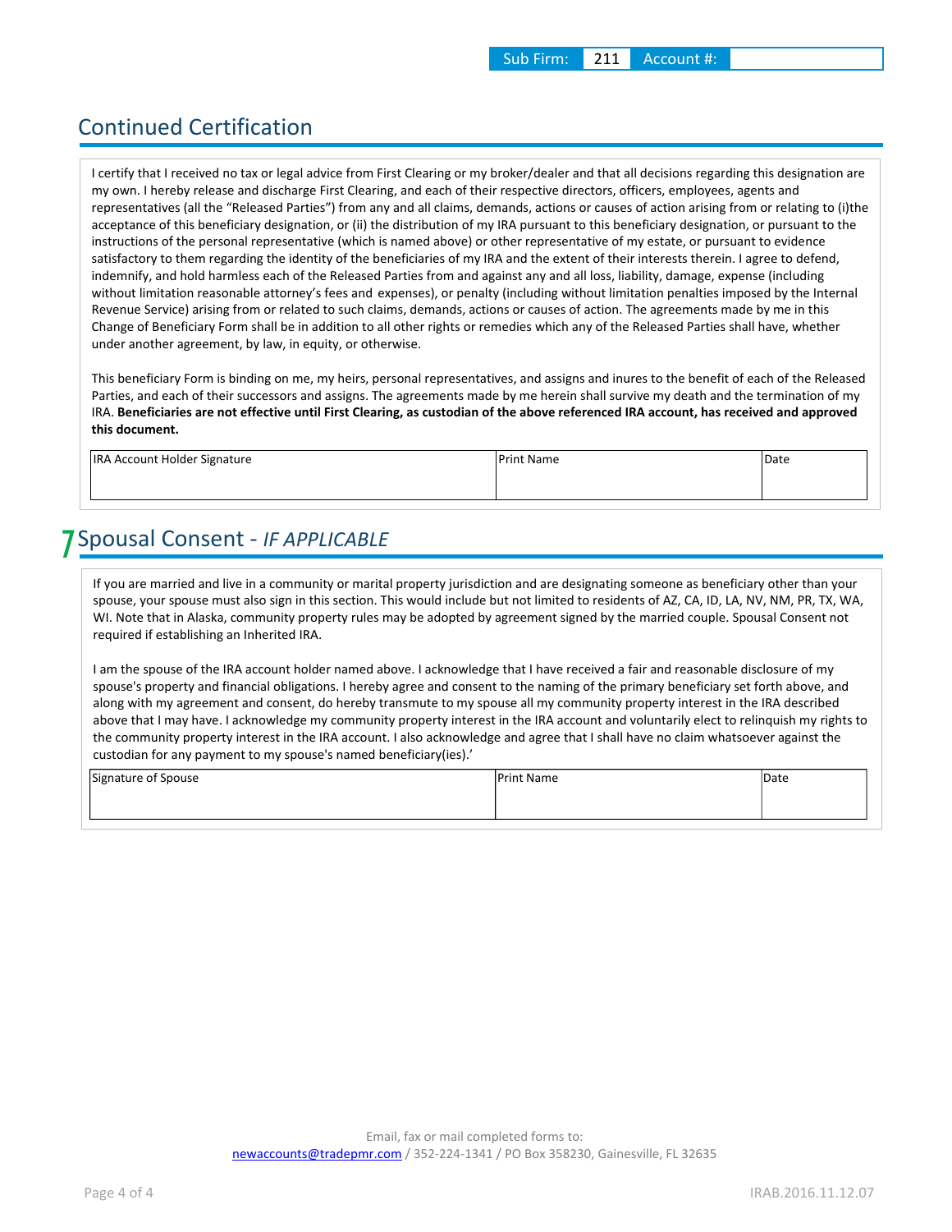| Sub Firm: | 211 | Account #: | |
|---|---|---|---|

## Continued Certification

I certify that I received no tax or legal advice from First Clearing or my broker/dealer and that all decisions regarding this designation are my own. I hereby release and discharge First Clearing, and each of their respective directors, officers, employees, agents and representatives (all the "Released Parties") from any and all claims, demands, actions or causes of action arising from or relating to (i)the acceptance of this beneficiary designation, or (ii) the distribution of my IRA pursuant to this beneficiary designation, or pursuant to the instructions of the personal representative (which is named above) or other representative of my estate, or pursuant to evidence satisfactory to them regarding the identity of the beneficiaries of my IRA and the extent of their interests therein. I agree to defend, indemnify, and hold harmless each of the Released Parties from and against any and all loss, liability, damage, expense (including without limitation reasonable attorney's fees and expenses), or penalty (including without limitation penalties imposed by the Internal Revenue Service) arising from or related to such claims, demands, actions or causes of action. The agreements made by me in this Change of Beneficiary Form shall be in addition to all other rights or remedies which any of the Released Parties shall have, whether under another agreement, by law, in equity, or otherwise.

This beneficiary Form is binding on me, my heirs, personal representatives, and assigns and inures to the benefit of each of the Released Parties, and each of their successors and assigns. The agreements made by me herein shall survive my death and the termination of my IRA. **Beneficiaries are not effective until First Clearing, as custodian of the above referenced IRA account, has received and approved this document.**

| IRA Account Holder Signature | Print Name | Date |
|---|---|---|
| | | |

## 7 Spousal Consent - *IF APPLICABLE*

If you are married and live in a community or marital property jurisdiction and are designating someone as beneficiary other than your spouse, your spouse must also sign in this section. This would include but not limited to residents of AZ, CA, ID, LA, NV, NM, PR, TX, WA, WI. Note that in Alaska, community property rules may be adopted by agreement signed by the married couple. Spousal Consent not required if establishing an Inherited IRA.

I am the spouse of the IRA account holder named above. I acknowledge that I have received a fair and reasonable disclosure of my spouse's property and financial obligations. I hereby agree and consent to the naming of the primary beneficiary set forth above, and along with my agreement and consent, do hereby transmute to my spouse all my community property interest in the IRA described above that I may have. I acknowledge my community property interest in the IRA account and voluntarily elect to relinquish my rights to the community property interest in the IRA account. I also acknowledge and agree that I shall have no claim whatsoever against the custodian for any payment to my spouse's named beneficiary(ies).'

| Signature of Spouse | Print Name | Date |
|---|---|---|
| | | |

Email, fax or mail completed forms to:
newaccounts@tradepmr.com / 352-224-1341 / PO Box 358230, Gainesville, FL 32635

IRAB.2016.11.12.07